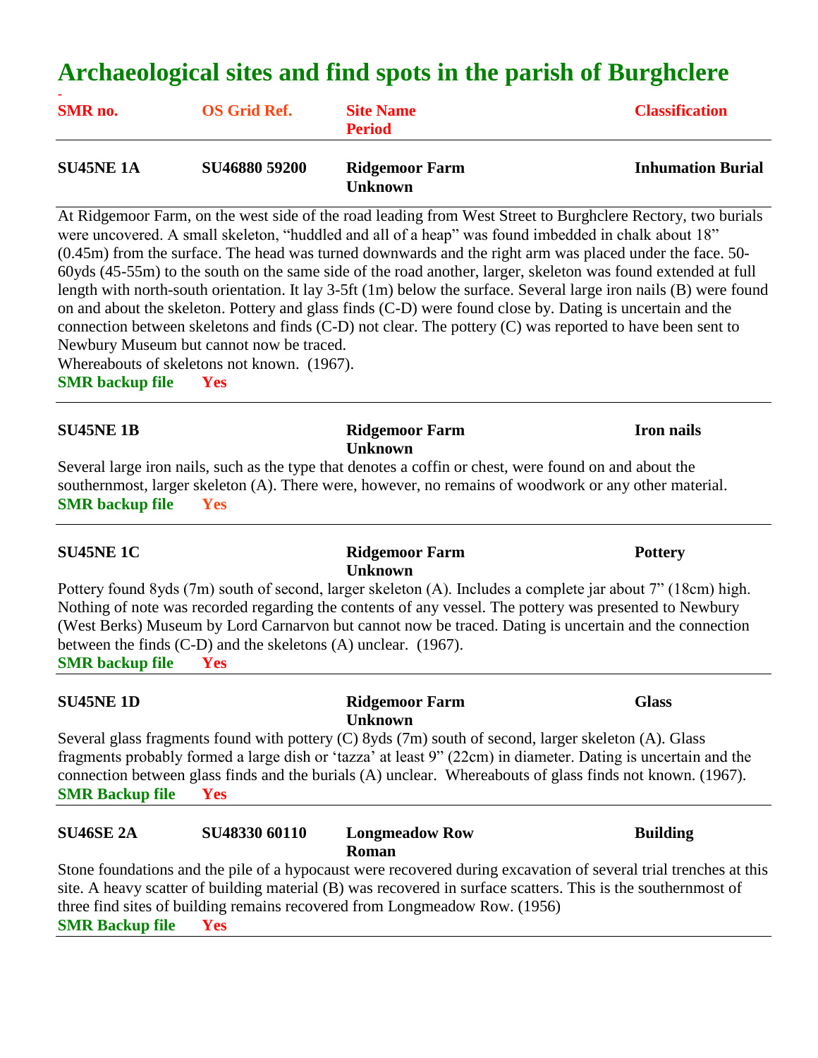# Archaeological sites and find spots in the parish of Burghclere

| SMR no. | OS Grid Ref. | Site Name / Period | Classification |
|---|---|---|---|

**SU45NE 1A** | **SU46880 59200** | **Ridgemoor Farm** / **Unknown** | **Inhumation Burial**

At Ridgemoor Farm, on the west side of the road leading from West Street to Burghclere Rectory, two burials were uncovered. A small skeleton, "huddled and all of a heap" was found imbedded in chalk about 18" (0.45m) from the surface. The head was turned downwards and the right arm was placed under the face. 50-60yds (45-55m) to the south on the same side of the road another, larger, skeleton was found extended at full length with north-south orientation. It lay 3-5ft (1m) below the surface. Several large iron nails (B) were found on and about the skeleton. Pottery and glass finds (C-D) were found close by. Dating is uncertain and the connection between skeletons and finds (C-D) not clear. The pottery (C) was reported to have been sent to Newbury Museum but cannot now be traced.
Whereabouts of skeletons not known. (1967).

**SMR backup file** **Yes**

---

**SU45NE 1B** | **Ridgemoor Farm** / **Unknown** | **Iron nails**

Several large iron nails, such as the type that denotes a coffin or chest, were found on and about the southernmost, larger skeleton (A). There were, however, no remains of woodwork or any other material.

**SMR backup file** **Yes**

---

**SU45NE 1C** | **Ridgemoor Farm** / **Unknown** | **Pottery**

Pottery found 8yds (7m) south of second, larger skeleton (A). Includes a complete jar about 7" (18cm) high. Nothing of note was recorded regarding the contents of any vessel. The pottery was presented to Newbury (West Berks) Museum by Lord Carnarvon but cannot now be traced. Dating is uncertain and the connection between the finds (C-D) and the skeletons (A) unclear. (1967).

**SMR backup file** **Yes**

---

**SU45NE 1D** | **Ridgemoor Farm** / **Unknown** | **Glass**

Several glass fragments found with pottery (C) 8yds (7m) south of second, larger skeleton (A). Glass fragments probably formed a large dish or 'tazza' at least 9" (22cm) in diameter. Dating is uncertain and the connection between glass finds and the burials (A) unclear. Whereabouts of glass finds not known. (1967).

**SMR Backup file** **Yes**

---

**SU46SE 2A** | **SU48330 60110** | **Longmeadow Row** / **Roman** | **Building**

Stone foundations and the pile of a hypocaust were recovered during excavation of several trial trenches at this site. A heavy scatter of building material (B) was recovered in surface scatters. This is the southernmost of three find sites of building remains recovered from Longmeadow Row. (1956)

**SMR Backup file** **Yes**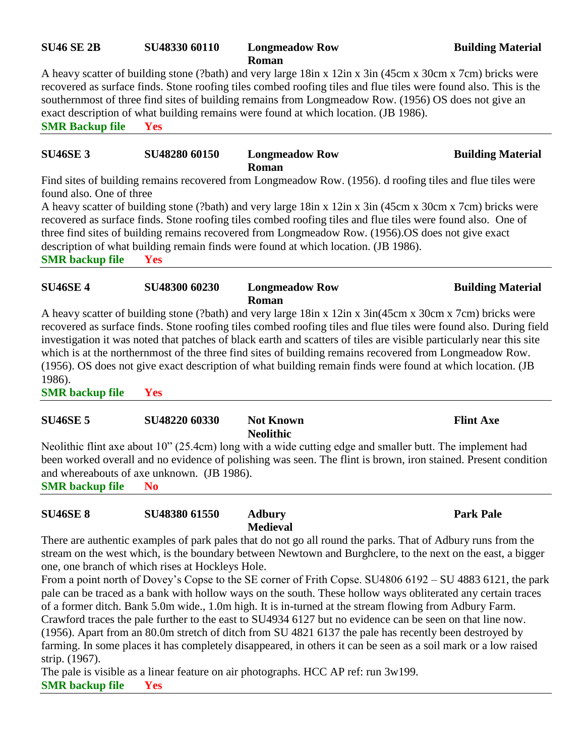**SU46 SE 2B** **SU48330 60110** **Longmeadow Row Roman** **Building Material**

A heavy scatter of building stone (?bath) and very large 18in x 12in x 3in (45cm x 30cm x 7cm) bricks were recovered as surface finds. Stone roofing tiles combed roofing tiles and flue tiles were found also. This is the southernmost of three find sites of building remains from Longmeadow Row. (1956) OS does not give an exact description of what building remains were found at which location. (JB 1986).

**SMR Backup file** **Yes**

---

**SU46SE 3** **SU48280 60150** **Longmeadow Row Roman** **Building Material**

Find sites of building remains recovered from Longmeadow Row. (1956). d roofing tiles and flue tiles were found also. One of three

A heavy scatter of building stone (?bath) and very large 18in x 12in x 3in (45cm x 30cm x 7cm) bricks were recovered as surface finds. Stone roofing tiles combed roofing tiles and flue tiles were found also. One of three find sites of building remains recovered from Longmeadow Row. (1956).OS does not give exact description of what building remain finds were found at which location. (JB 1986).

**SMR backup file** **Yes**

---

**SU46SE 4** **SU48300 60230** **Longmeadow Row Roman** **Building Material**

A heavy scatter of building stone (?bath) and very large 18in x 12in x 3in(45cm x 30cm x 7cm) bricks were recovered as surface finds. Stone roofing tiles combed roofing tiles and flue tiles were found also. During field investigation it was noted that patches of black earth and scatters of tiles are visible particularly near this site which is at the northernmost of the three find sites of building remains recovered from Longmeadow Row. (1956). OS does not give exact description of what building remain finds were found at which location. (JB 1986).

**SMR backup file** **Yes**

---

**SU46SE 5** **SU48220 60330** **Not Known Neolithic** **Flint Axe**

Neolithic flint axe about 10" (25.4cm) long with a wide cutting edge and smaller butt. The implement had been worked overall and no evidence of polishing was seen. The flint is brown, iron stained. Present condition and whereabouts of axe unknown. (JB 1986).

**SMR backup file** **No**

---

**SU46SE 8** **SU48380 61550** **Adbury Medieval** **Park Pale**

There are authentic examples of park pales that do not go all round the parks. That of Adbury runs from the stream on the west which, is the boundary between Newtown and Burghclere, to the next on the east, a bigger one, one branch of which rises at Hockleys Hole.

From a point north of Dovey's Copse to the SE corner of Frith Copse. SU4806 6192 – SU 4883 6121, the park pale can be traced as a bank with hollow ways on the south. These hollow ways obliterated any certain traces of a former ditch. Bank 5.0m wide., 1.0m high. It is in-turned at the stream flowing from Adbury Farm. Crawford traces the pale further to the east to SU4934 6127 but no evidence can be seen on that line now. (1956). Apart from an 80.0m stretch of ditch from SU 4821 6137 the pale has recently been destroyed by farming. In some places it has completely disappeared, in others it can be seen as a soil mark or a low raised strip. (1967).

The pale is visible as a linear feature on air photographs. HCC AP ref: run 3w199.

**SMR backup file** **Yes**

---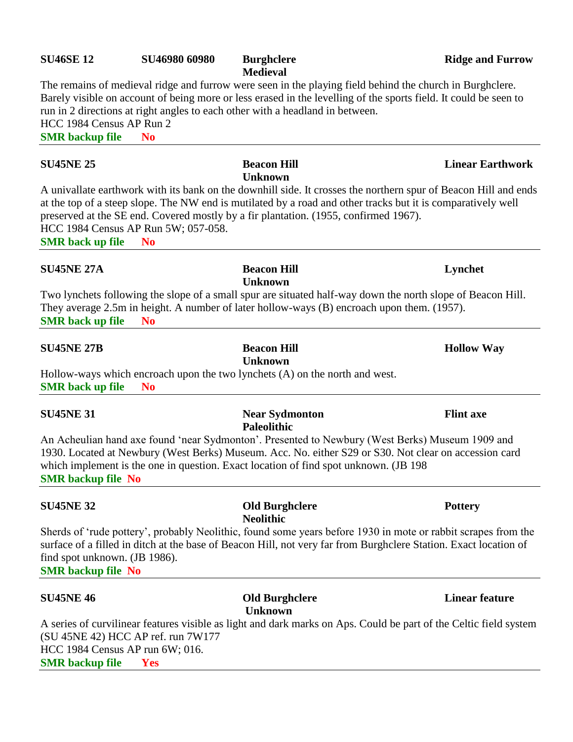**SU46SE 12** **SU46980 60980** **Burghclere** **Ridge and Furrow**
**Medieval**

The remains of medieval ridge and furrow were seen in the playing field behind the church in Burghclere. Barely visible on account of being more or less erased in the levelling of the sports field. It could be seen to run in 2 directions at right angles to each other with a headland in between.
HCC 1984 Census AP Run 2

**SMR backup file** **No**

---

**SU45NE 25** **Beacon Hill** **Linear Earthwork**
**Unknown**

A univallate earthwork with its bank on the downhill side. It crosses the northern spur of Beacon Hill and ends at the top of a steep slope. The NW end is mutilated by a road and other tracks but it is comparatively well preserved at the SE end. Covered mostly by a fir plantation. (1955, confirmed 1967).
HCC 1984 Census AP Run 5W; 057-058.

**SMR back up file** **No**

---

**SU45NE 27A** **Beacon Hill** **Lynchet**
**Unknown**

Two lynchets following the slope of a small spur are situated half-way down the north slope of Beacon Hill. They average 2.5m in height. A number of later hollow-ways (B) encroach upon them. (1957).

**SMR back up file** **No**

---

**SU45NE 27B** **Beacon Hill** **Hollow Way**
**Unknown**

Hollow-ways which encroach upon the two lynchets (A) on the north and west.

**SMR back up file** **No**

---

**SU45NE 31** **Near Sydmonton** **Flint axe**
**Paleolithic**

An Acheulian hand axe found 'near Sydmonton'. Presented to Newbury (West Berks) Museum 1909 and 1930. Located at Newbury (West Berks) Museum. Acc. No. either S29 or S30. Not clear on accession card which implement is the one in question. Exact location of find spot unknown. (JB 198

**SMR backup file** **No**

---

**SU45NE 32** **Old Burghclere** **Pottery**
**Neolithic**

Sherds of 'rude pottery', probably Neolithic, found some years before 1930 in mote or rabbit scrapes from the surface of a filled in ditch at the base of Beacon Hill, not very far from Burghclere Station. Exact location of find spot unknown. (JB 1986).

**SMR backup file** **No**

---

**SU45NE 46** **Old Burghclere** **Linear feature**
**Unknown**

A series of curvilinear features visible as light and dark marks on Aps. Could be part of the Celtic field system (SU 45NE 42) HCC AP ref. run 7W177
HCC 1984 Census AP run 6W; 016.

**SMR backup file** **Yes**

---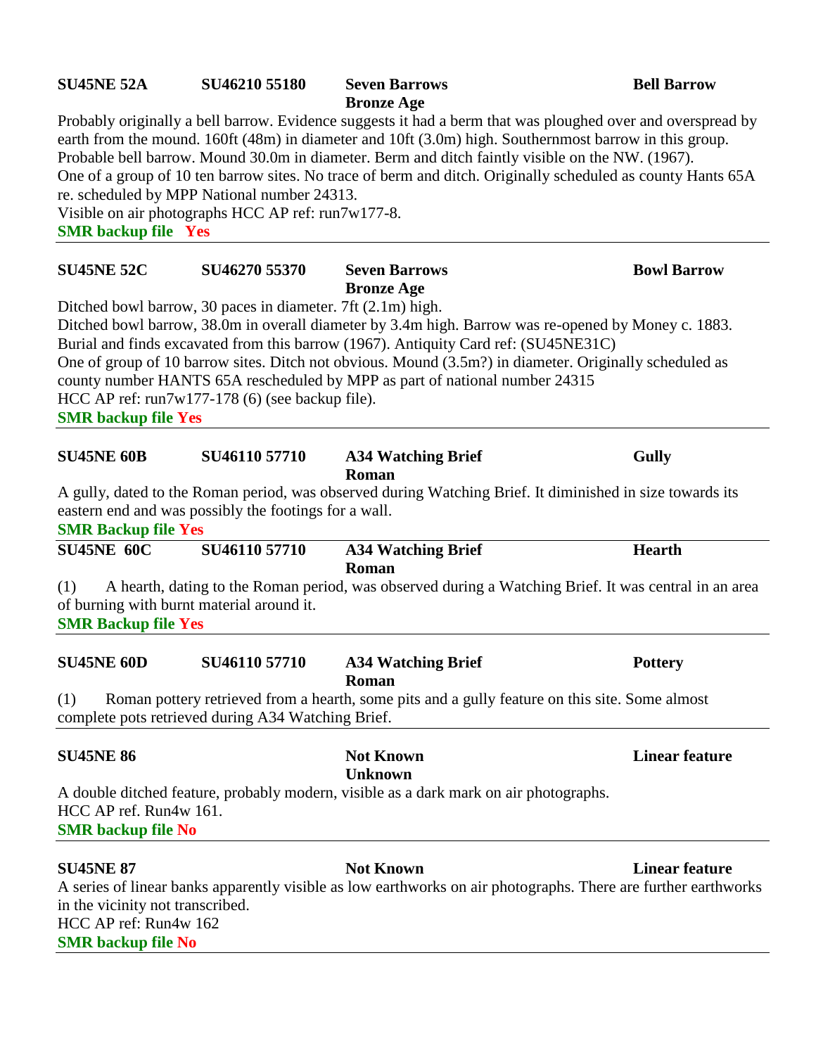**SU45NE 52A** **SU46210 55180** **Seven Barrows** **Bell Barrow**
**Bronze Age**

Probably originally a bell barrow. Evidence suggests it had a berm that was ploughed over and overspread by earth from the mound. 160ft (48m) in diameter and 10ft (3.0m) high. Southernmost barrow in this group.
Probable bell barrow. Mound 30.0m in diameter. Berm and ditch faintly visible on the NW. (1967).
One of a group of 10 ten barrow sites. No trace of berm and ditch. Originally scheduled as county Hants 65A re. scheduled by MPP National number 24313.
Visible on air photographs HCC AP ref: run7w177-8.
**SMR backup file Yes**

---

**SU45NE 52C** **SU46270 55370** **Seven Barrows** **Bowl Barrow**
**Bronze Age**

Ditched bowl barrow, 30 paces in diameter. 7ft (2.1m) high.
Ditched bowl barrow, 38.0m in overall diameter by 3.4m high. Barrow was re-opened by Money c. 1883. Burial and finds excavated from this barrow (1967). Antiquity Card ref: (SU45NE31C)
One of group of 10 barrow sites. Ditch not obvious. Mound (3.5m?) in diameter. Originally scheduled as county number HANTS 65A rescheduled by MPP as part of national number 24315
HCC AP ref: run7w177-178 (6) (see backup file).
**SMR backup file Yes**

---

**SU45NE 60B** **SU46110 57710** **A34 Watching Brief** **Gully**
**Roman**

A gully, dated to the Roman period, was observed during Watching Brief. It diminished in size towards its eastern end and was possibly the footings for a wall.
**SMR Backup file Yes**

---

**SU45NE 60C** **SU46110 57710** **A34 Watching Brief** **Hearth**
**Roman**

(1) A hearth, dating to the Roman period, was observed during a Watching Brief. It was central in an area of burning with burnt material around it.
**SMR Backup file Yes**

---

**SU45NE 60D** **SU46110 57710** **A34 Watching Brief** **Pottery**
**Roman**

(1) Roman pottery retrieved from a hearth, some pits and a gully feature on this site. Some almost complete pots retrieved during A34 Watching Brief.

---

**SU45NE 86** **Not Known** **Linear feature**
**Unknown**

A double ditched feature, probably modern, visible as a dark mark on air photographs.
HCC AP ref. Run4w 161.
**SMR backup file No**

---

**SU45NE 87** **Not Known** **Linear feature**

A series of linear banks apparently visible as low earthworks on air photographs. There are further earthworks in the vicinity not transcribed.
HCC AP ref: Run4w 162
**SMR backup file No**

---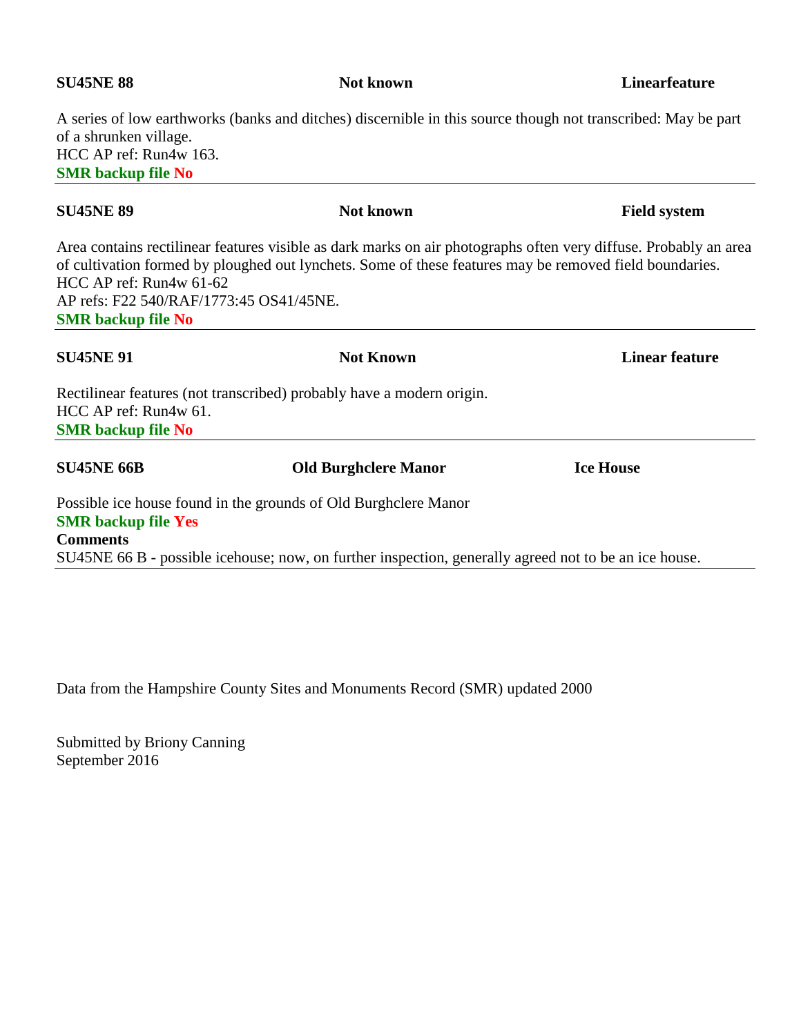**SU45NE 88** **Not known** **Linearfeature**

A series of low earthworks (banks and ditches) discernible in this source though not transcribed: May be part of a shrunken village.
HCC AP ref: Run4w 163.
**SMR backup file No**

---

**SU45NE 89** **Not known** **Field system**

Area contains rectilinear features visible as dark marks on air photographs often very diffuse. Probably an area of cultivation formed by ploughed out lynchets. Some of these features may be removed field boundaries.
HCC AP ref: Run4w 61-62
AP refs: F22 540/RAF/1773:45 OS41/45NE.
**SMR backup file No**

---

**SU45NE 91** **Not Known** **Linear feature**

Rectilinear features (not transcribed) probably have a modern origin.
HCC AP ref: Run4w 61.
**SMR backup file No**

---

**SU45NE 66B** **Old Burghclere Manor** **Ice House**

Possible ice house found in the grounds of Old Burghclere Manor
**SMR backup file Yes**
**Comments**
SU45NE 66 B - possible icehouse; now, on further inspection, generally agreed not to be an ice house.

---

Data from the Hampshire County Sites and Monuments Record (SMR) updated 2000

Submitted by Briony Canning
September 2016